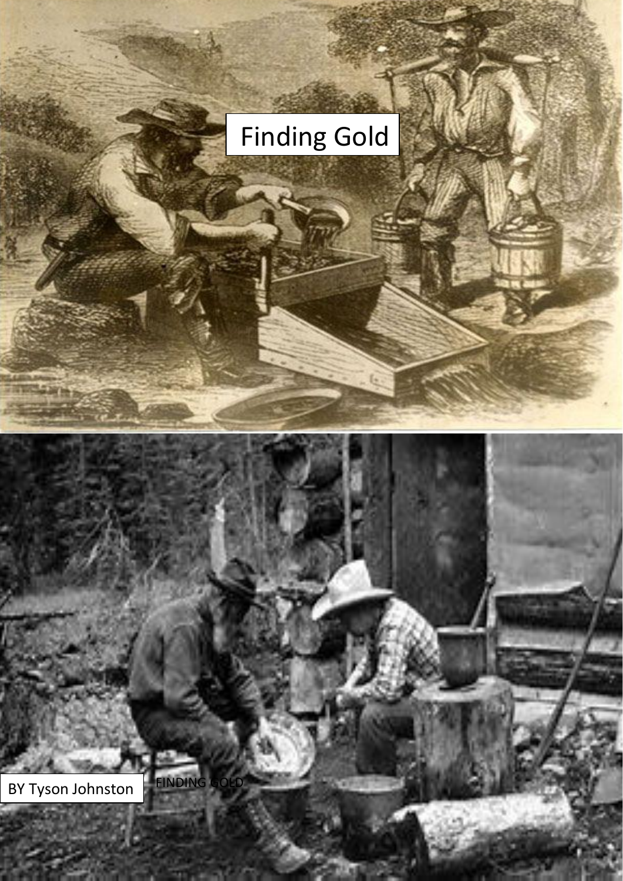# Finding Gold

BY Tyson Johnston

FINDING GOLD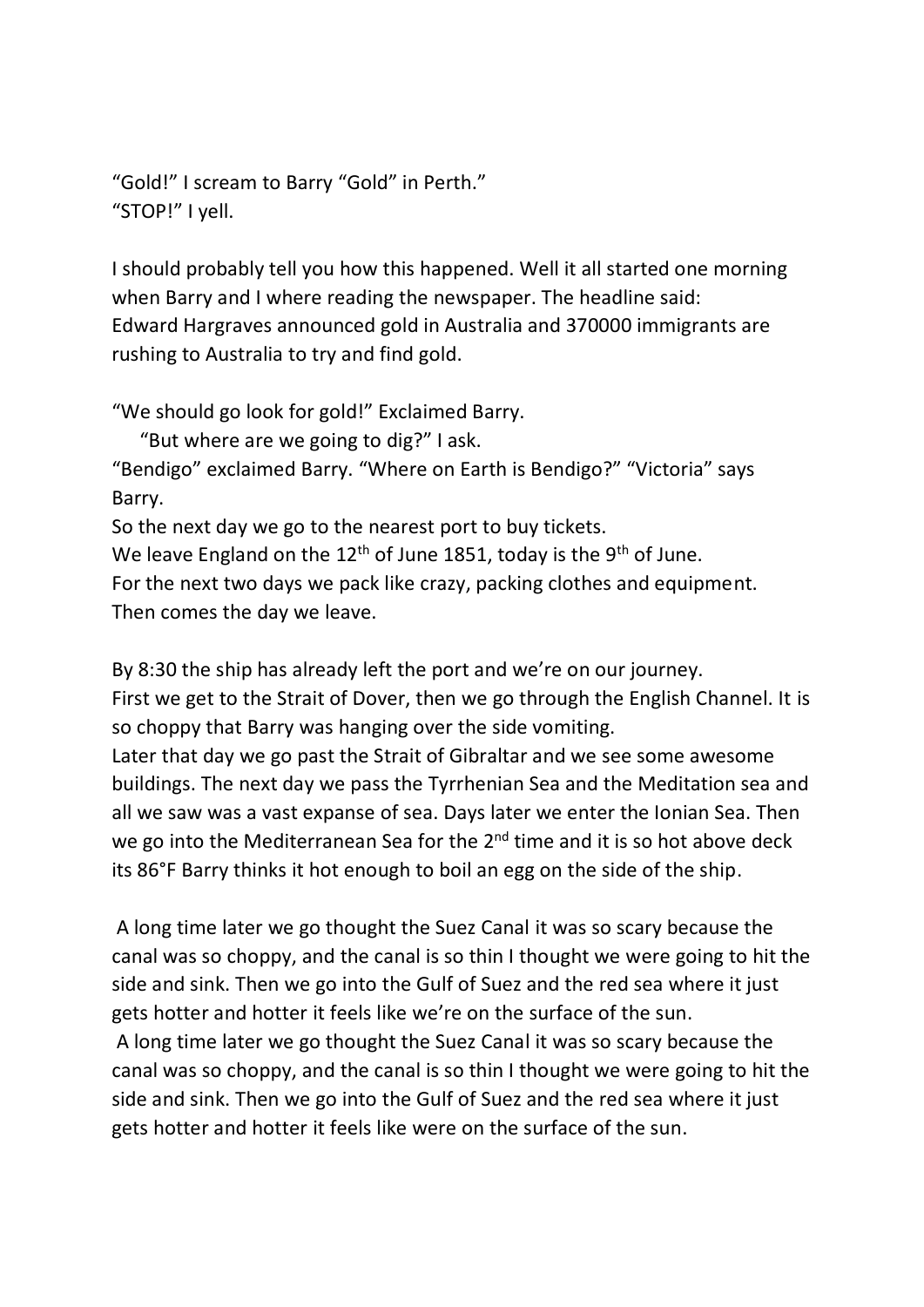“Gold!” I scream to Barry “Gold” in Perth.”
“STOP!” I yell.

I should probably tell you how this happened. Well it all started one morning when Barry and I where reading the newspaper. The headline said:
Edward Hargraves announced gold in Australia and 370000 immigrants are rushing to Australia to try and find gold.

“We should go look for gold!” Exclaimed Barry.
“But where are we going to dig?” I ask.
“Bendigo” exclaimed Barry. “Where on Earth is Bendigo?” “Victoria” says Barry.
So the next day we go to the nearest port to buy tickets.
We leave England on the 12th of June 1851, today is the 9th of June.
For the next two days we pack like crazy, packing clothes and equipment.
Then comes the day we leave.

By 8:30 the ship has already left the port and we’re on our journey.
First we get to the Strait of Dover, then we go through the English Channel. It is so choppy that Barry was hanging over the side vomiting.
Later that day we go past the Strait of Gibraltar and we see some awesome buildings. The next day we pass the Tyrrhenian Sea and the Meditation sea and all we saw was a vast expanse of sea. Days later we enter the Ionian Sea. Then we go into the Mediterranean Sea for the 2nd time and it is so hot above deck its 86°F Barry thinks it hot enough to boil an egg on the side of the ship.

A long time later we go thought the Suez Canal it was so scary because the canal was so choppy, and the canal is so thin I thought we were going to hit the side and sink. Then we go into the Gulf of Suez and the red sea where it just gets hotter and hotter it feels like we’re on the surface of the sun.
A long time later we go thought the Suez Canal it was so scary because the canal was so choppy, and the canal is so thin I thought we were going to hit the side and sink. Then we go into the Gulf of Suez and the red sea where it just gets hotter and hotter it feels like were on the surface of the sun.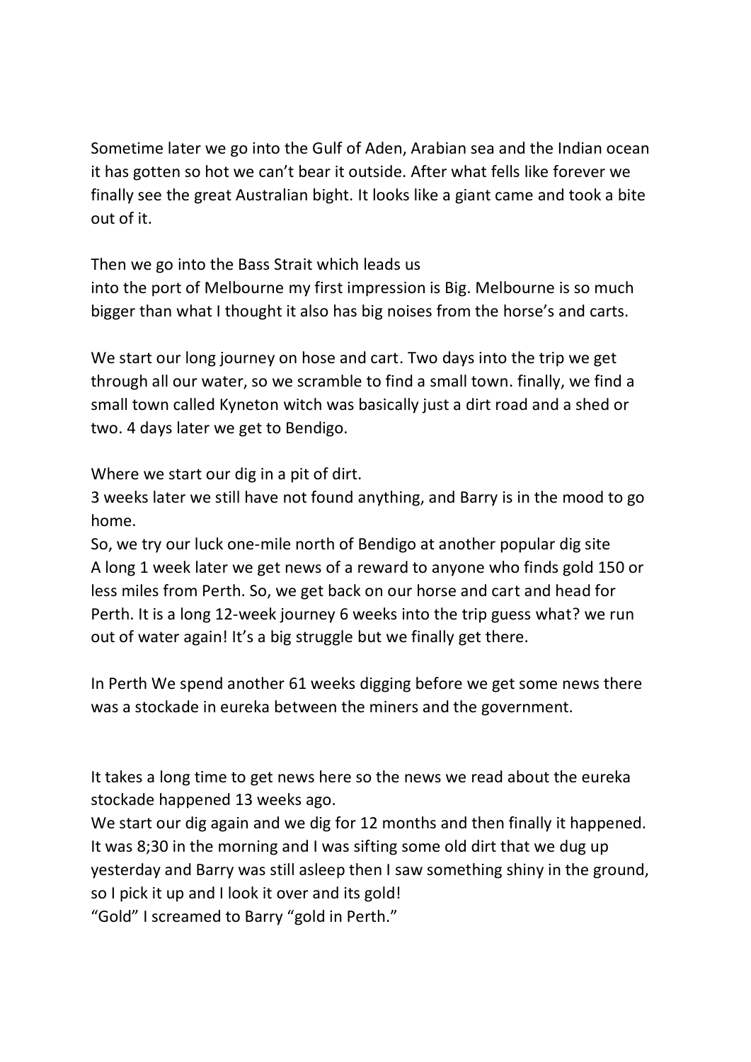Sometime later we go into the Gulf of Aden, Arabian sea and the Indian ocean it has gotten so hot we can't bear it outside. After what fells like forever we finally see the great Australian bight. It looks like a giant came and took a bite out of it.

Then we go into the Bass Strait which leads us
into the port of Melbourne my first impression is Big. Melbourne is so much bigger than what I thought it also has big noises from the horse's and carts.

We start our long journey on hose and cart. Two days into the trip we get through all our water, so we scramble to find a small town. finally, we find a small town called Kyneton witch was basically just a dirt road and a shed or two. 4 days later we get to Bendigo.

Where we start our dig in a pit of dirt.
3 weeks later we still have not found anything, and Barry is in the mood to go home.
So, we try our luck one-mile north of Bendigo at another popular dig site
A long 1 week later we get news of a reward to anyone who finds gold 150 or less miles from Perth. So, we get back on our horse and cart and head for Perth. It is a long 12-week journey 6 weeks into the trip guess what? we run out of water again! It's a big struggle but we finally get there.

In Perth We spend another 61 weeks digging before we get some news there was a stockade in eureka between the miners and the government.

It takes a long time to get news here so the news we read about the eureka stockade happened 13 weeks ago.
We start our dig again and we dig for 12 months and then finally it happened. It was 8;30 in the morning and I was sifting some old dirt that we dug up yesterday and Barry was still asleep then I saw something shiny in the ground, so I pick it up and I look it over and its gold!
"Gold" I screamed to Barry "gold in Perth."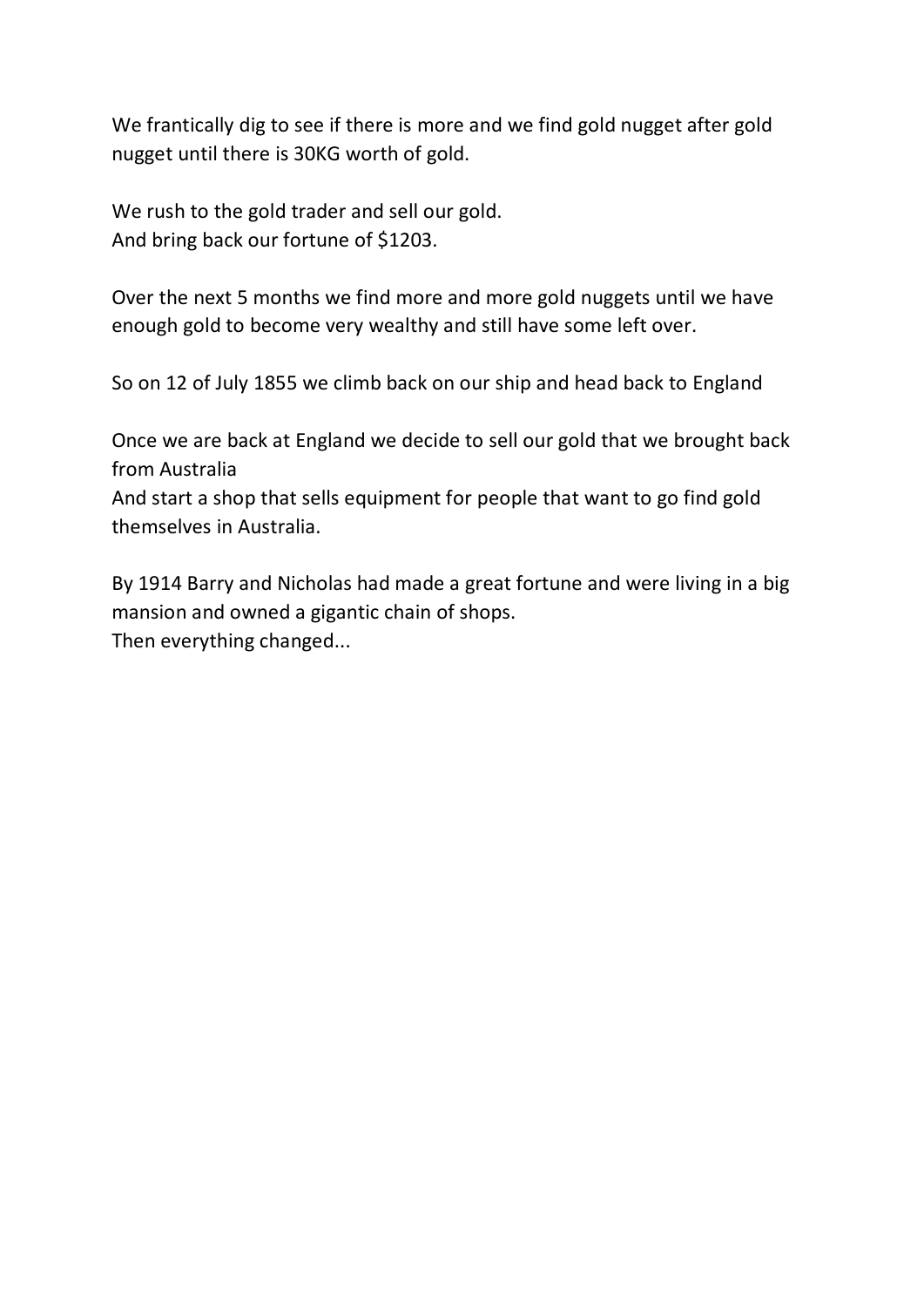We frantically dig to see if there is more and we find gold nugget after gold nugget until there is 30KG worth of gold.

We rush to the gold trader and sell our gold.
And bring back our fortune of $1203.

Over the next 5 months we find more and more gold nuggets until we have enough gold to become very wealthy and still have some left over.

So on 12 of July 1855 we climb back on our ship and head back to England

Once we are back at England we decide to sell our gold that we brought back from Australia
And start a shop that sells equipment for people that want to go find gold themselves in Australia.

By 1914 Barry and Nicholas had made a great fortune and were living in a big mansion and owned a gigantic chain of shops.
Then everything changed...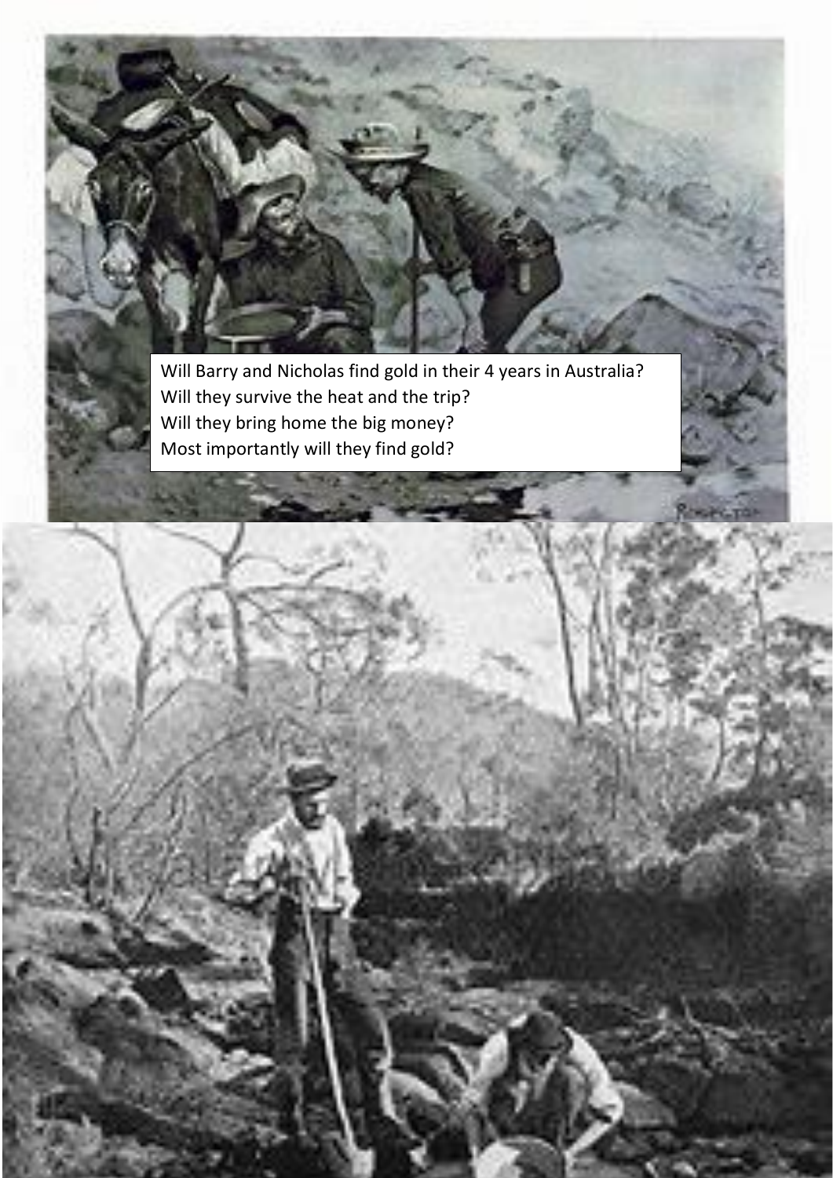Will Barry and Nicholas find gold in their 4 years in Australia?
Will they survive the heat and the trip?
Will they bring home the big money?
Most importantly will they find gold?